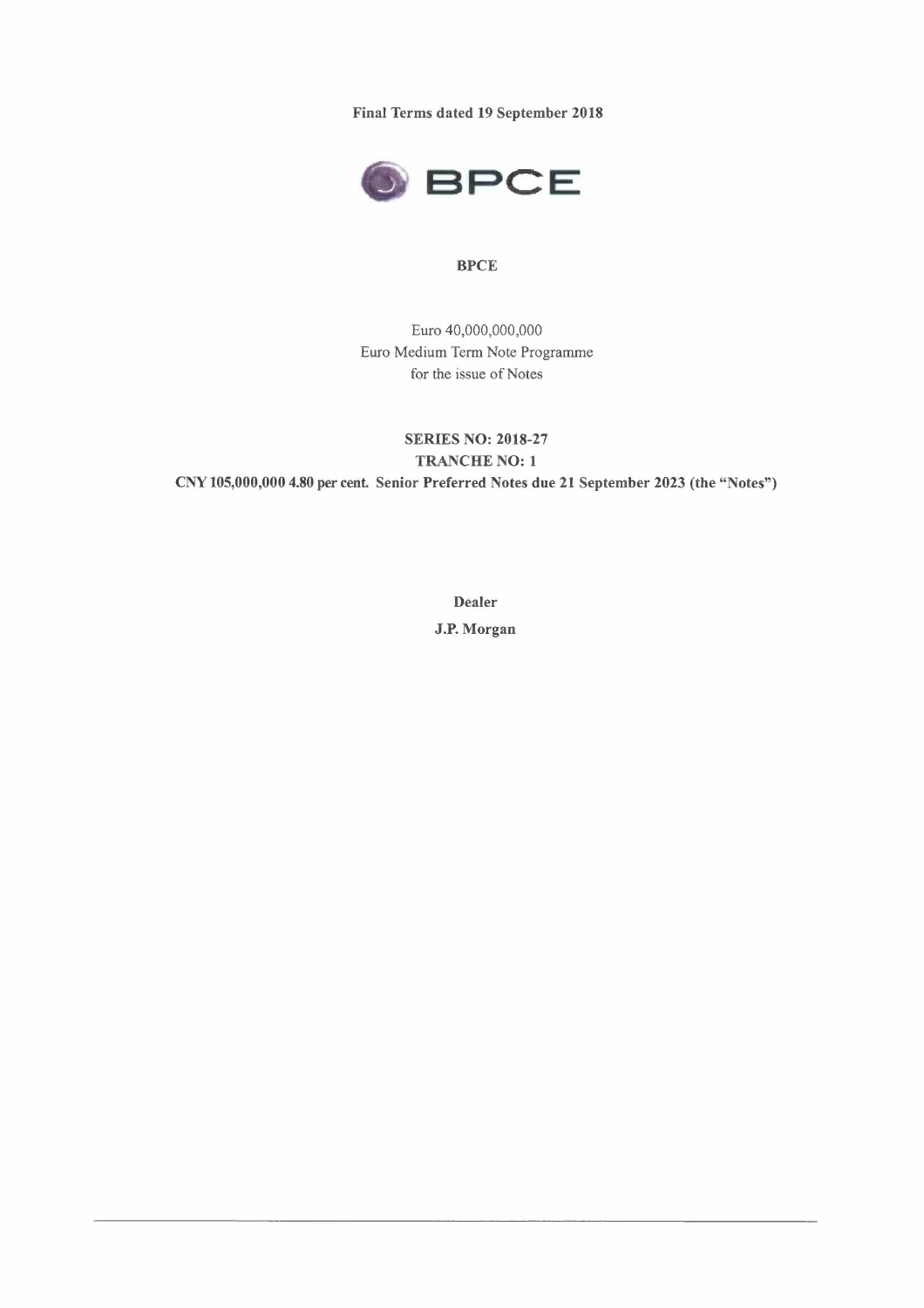**Final Terms dated 19 September 2018**

BPCE

**BPCE**

Euro 40,000,000,000
Euro Medium Term Note Programme
for the issue of Notes

**SERIES NO: 2018-27**
**TRANCHE NO: 1**
**CNY 105,000,000 4.80 per cent. Senior Preferred Notes due 21 September 2023 (the "Notes")**

**Dealer**
**J.P. Morgan**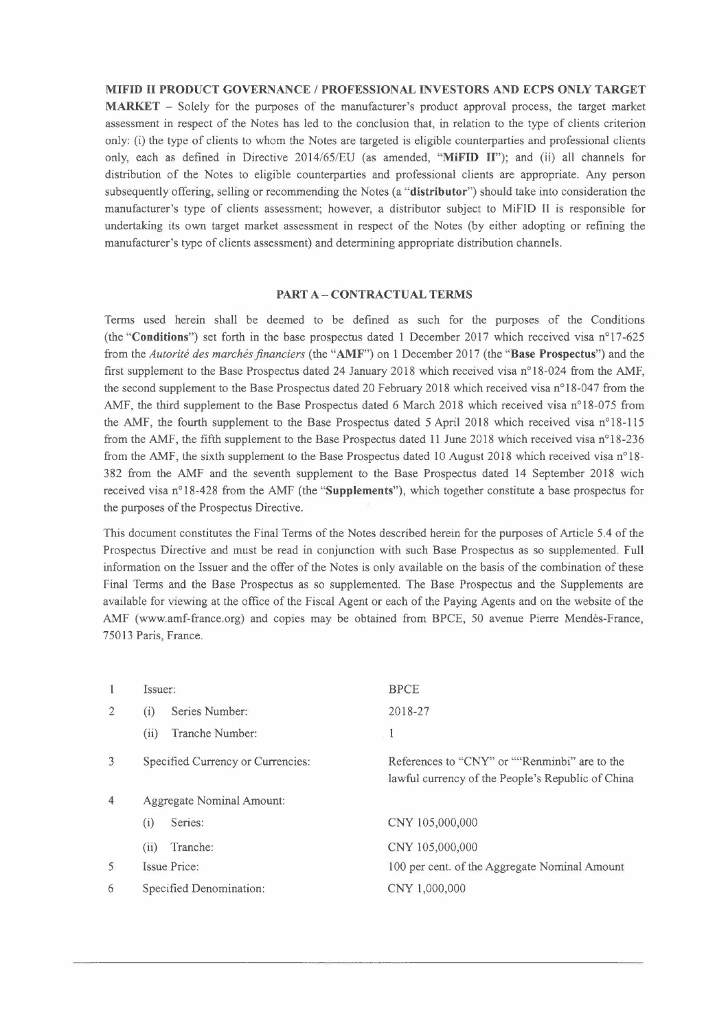**MIFID II PRODUCT GOVERNANCE / PROFESSIONAL INVESTORS AND ECPS ONLY TARGET MARKET** – Solely for the purposes of the manufacturer's product approval process, the target market assessment in respect of the Notes has led to the conclusion that, in relation to the type of clients criterion only: (i) the type of clients to whom the Notes are targeted is eligible counterparties and professional clients only, each as defined in Directive 2014/65/EU (as amended, "**MiFID II**"); and (ii) all channels for distribution of the Notes to eligible counterparties and professional clients are appropriate. Any person subsequently offering, selling or recommending the Notes (a "**distributor**") should take into consideration the manufacturer's type of clients assessment; however, a distributor subject to MiFID II is responsible for undertaking its own target market assessment in respect of the Notes (by either adopting or refining the manufacturer's type of clients assessment) and determining appropriate distribution channels.

## PART A – CONTRACTUAL TERMS

Terms used herein shall be deemed to be defined as such for the purposes of the Conditions (the "**Conditions**") set forth in the base prospectus dated 1 December 2017 which received visa n°17-625 from the *Autorité des marchés financiers* (the "**AMF**") on 1 December 2017 (the "**Base Prospectus**") and the first supplement to the Base Prospectus dated 24 January 2018 which received visa n°18-024 from the AMF, the second supplement to the Base Prospectus dated 20 February 2018 which received visa n°18-047 from the AMF, the third supplement to the Base Prospectus dated 6 March 2018 which received visa n°18-075 from the AMF, the fourth supplement to the Base Prospectus dated 5 April 2018 which received visa n°18-115 from the AMF, the fifth supplement to the Base Prospectus dated 11 June 2018 which received visa n°18-236 from the AMF, the sixth supplement to the Base Prospectus dated 10 August 2018 which received visa n°18-382 from the AMF and the seventh supplement to the Base Prospectus dated 14 September 2018 wich received visa n°18-428 from the AMF (the "**Supplements**"), which together constitute a base prospectus for the purposes of the Prospectus Directive.

This document constitutes the Final Terms of the Notes described herein for the purposes of Article 5.4 of the Prospectus Directive and must be read in conjunction with such Base Prospectus as so supplemented. Full information on the Issuer and the offer of the Notes is only available on the basis of the combination of these Final Terms and the Base Prospectus as so supplemented. The Base Prospectus and the Supplements are available for viewing at the office of the Fiscal Agent or each of the Paying Agents and on the website of the AMF (www.amf-france.org) and copies may be obtained from BPCE, 50 avenue Pierre Mendès-France, 75013 Paris, France.

| | | |
|---|---|---|
| 1 | Issuer: | BPCE |
| 2 | (i) Series Number: | 2018-27 |
| | (ii) Tranche Number: | 1 |
| 3 | Specified Currency or Currencies: | References to "CNY" or ""Renminbi" are to the lawful currency of the People's Republic of China |
| 4 | Aggregate Nominal Amount: | |
| | (i) Series: | CNY 105,000,000 |
| | (ii) Tranche: | CNY 105,000,000 |
| 5 | Issue Price: | 100 per cent. of the Aggregate Nominal Amount |
| 6 | Specified Denomination: | CNY 1,000,000 |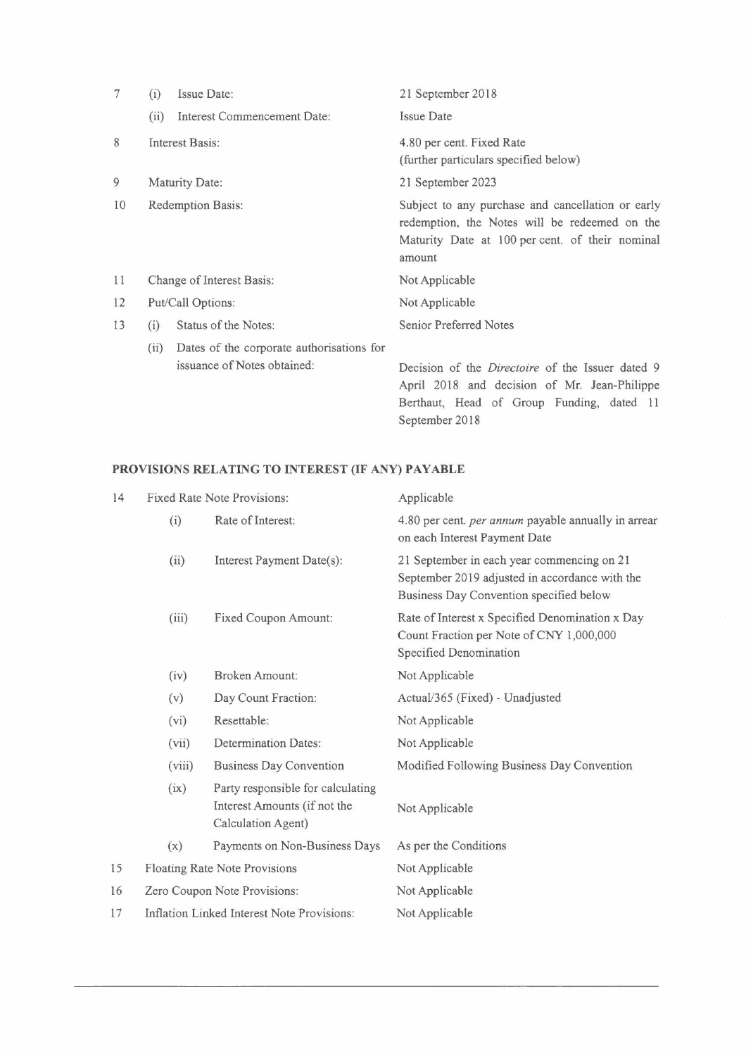| | | |
|---|---|---|
| 7 | (i) Issue Date: | 21 September 2018 |
| | (ii) Interest Commencement Date: | Issue Date |
| 8 | Interest Basis: | 4.80 per cent. Fixed Rate (further particulars specified below) |
| 9 | Maturity Date: | 21 September 2023 |
| 10 | Redemption Basis: | Subject to any purchase and cancellation or early redemption, the Notes will be redeemed on the Maturity Date at 100 per cent. of their nominal amount |
| 11 | Change of Interest Basis: | Not Applicable |
| 12 | Put/Call Options: | Not Applicable |
| 13 | (i) Status of the Notes: | Senior Preferred Notes |
| | (ii) Dates of the corporate authorisations for issuance of Notes obtained: | Decision of the *Directoire* of the Issuer dated 9 April 2018 and decision of Mr. Jean-Philippe Berthaut, Head of Group Funding, dated 11 September 2018 |

## PROVISIONS RELATING TO INTEREST (IF ANY) PAYABLE

| | | | |
|---|---|---|---|
| 14 | Fixed Rate Note Provisions: | | Applicable |
| | (i) | Rate of Interest: | 4.80 per cent. *per annum* payable annually in arrear on each Interest Payment Date |
| | (ii) | Interest Payment Date(s): | 21 September in each year commencing on 21 September 2019 adjusted in accordance with the Business Day Convention specified below |
| | (iii) | Fixed Coupon Amount: | Rate of Interest x Specified Denomination x Day Count Fraction per Note of CNY 1,000,000 Specified Denomination |
| | (iv) | Broken Amount: | Not Applicable |
| | (v) | Day Count Fraction: | Actual/365 (Fixed) - Unadjusted |
| | (vi) | Resettable: | Not Applicable |
| | (vii) | Determination Dates: | Not Applicable |
| | (viii) | Business Day Convention | Modified Following Business Day Convention |
| | (ix) | Party responsible for calculating Interest Amounts (if not the Calculation Agent) | Not Applicable |
| | (x) | Payments on Non-Business Days | As per the Conditions |
| 15 | Floating Rate Note Provisions | | Not Applicable |
| 16 | Zero Coupon Note Provisions: | | Not Applicable |
| 17 | Inflation Linked Interest Note Provisions: | | Not Applicable |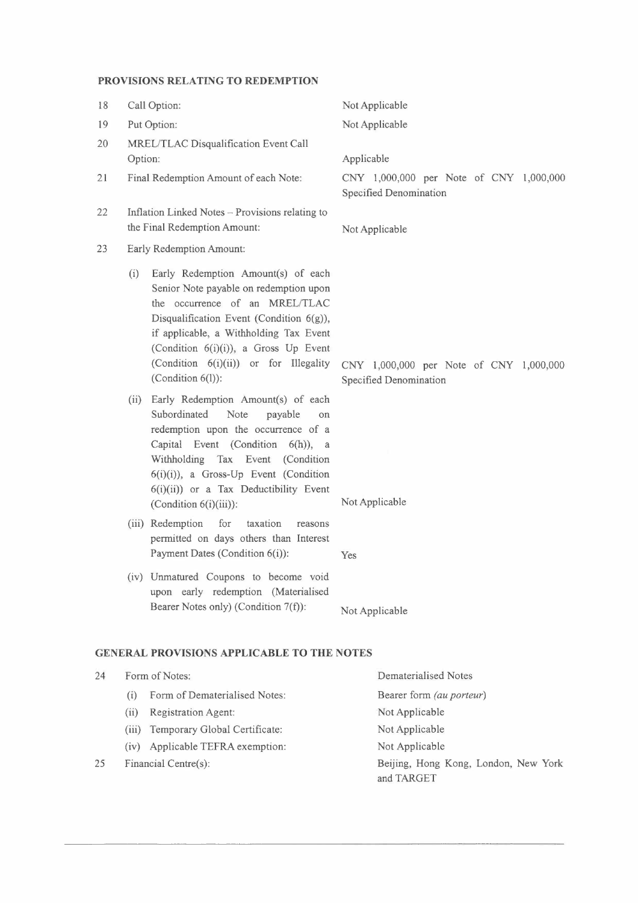**PROVISIONS RELATING TO REDEMPTION**

| | | |
|---|---|---|
| 18 | Call Option: | Not Applicable |
| 19 | Put Option: | Not Applicable |
| 20 | MREL/TLAC Disqualification Event Call Option: | Applicable |
| 21 | Final Redemption Amount of each Note: | CNY 1,000,000 per Note of CNY 1,000,000 Specified Denomination |
| 22 | Inflation Linked Notes – Provisions relating to the Final Redemption Amount: | Not Applicable |
| 23 | Early Redemption Amount: | |
| | (i) Early Redemption Amount(s) of each Senior Note payable on redemption upon the occurrence of an MREL/TLAC Disqualification Event (Condition 6(g)), if applicable, a Withholding Tax Event (Condition 6(i)(i)), a Gross Up Event (Condition 6(i)(ii)) or for Illegality (Condition 6(l)): | CNY 1,000,000 per Note of CNY 1,000,000 Specified Denomination |
| | (ii) Early Redemption Amount(s) of each Subordinated Note payable on redemption upon the occurrence of a Capital Event (Condition 6(h)), a Withholding Tax Event (Condition 6(i)(i)), a Gross-Up Event (Condition 6(i)(ii)) or a Tax Deductibility Event (Condition 6(i)(iii)): | Not Applicable |
| | (iii) Redemption for taxation reasons permitted on days others than Interest Payment Dates (Condition 6(i)): | Yes |
| | (iv) Unmatured Coupons to become void upon early redemption (Materialised Bearer Notes only) (Condition 7(f)): | Not Applicable |

**GENERAL PROVISIONS APPLICABLE TO THE NOTES**

| | | |
|---|---|---|
| 24 | Form of Notes: | Dematerialised Notes |
| | (i) Form of Dematerialised Notes: | Bearer form *(au porteur)* |
| | (ii) Registration Agent: | Not Applicable |
| | (iii) Temporary Global Certificate: | Not Applicable |
| | (iv) Applicable TEFRA exemption: | Not Applicable |
| 25 | Financial Centre(s): | Beijing, Hong Kong, London, New York and TARGET |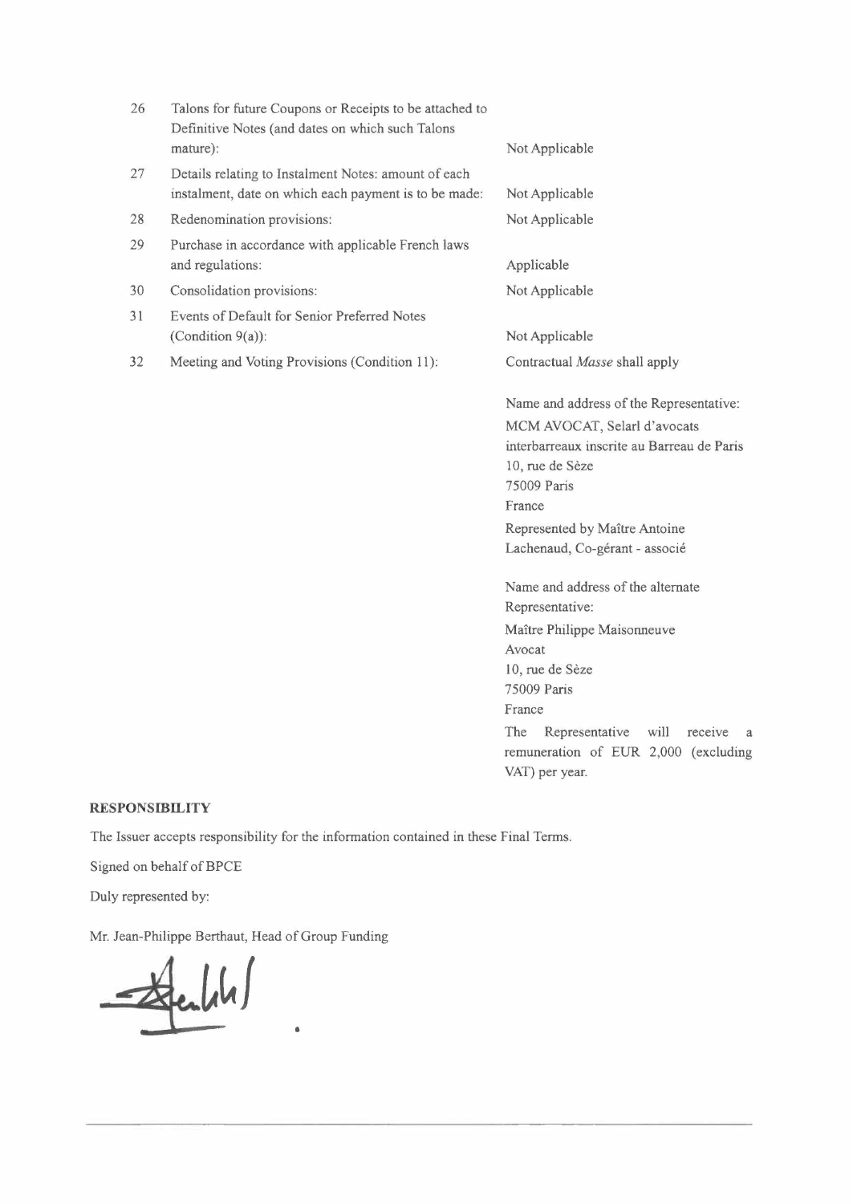| | | |
|---|---|---|
| 26 | Talons for future Coupons or Receipts to be attached to Definitive Notes (and dates on which such Talons mature): | Not Applicable |
| 27 | Details relating to Instalment Notes: amount of each instalment, date on which each payment is to be made: | Not Applicable |
| 28 | Redenomination provisions: | Not Applicable |
| 29 | Purchase in accordance with applicable French laws and regulations: | Applicable |
| 30 | Consolidation provisions: | Not Applicable |
| 31 | Events of Default for Senior Preferred Notes (Condition 9(a)): | Not Applicable |
| 32 | Meeting and Voting Provisions (Condition 11): | Contractual *Masse* shall apply<br><br>Name and address of the Representative:<br>MCM AVOCAT, Selarl d'avocats interbarreaux inscrite au Barreau de Paris<br>10, rue de Sèze<br>75009 Paris<br>France<br>Represented by Maître Antoine Lachenaud, Co-gérant - associé<br><br>Name and address of the alternate Representative:<br>Maître Philippe Maisonneuve<br>Avocat<br>10, rue de Sèze<br>75009 Paris<br>France<br>The Representative will receive a remuneration of EUR 2,000 (excluding VAT) per year. |

**RESPONSIBILITY**

The Issuer accepts responsibility for the information contained in these Final Terms.

Signed on behalf of BPCE

Duly represented by:

Mr. Jean-Philippe Berthaut, Head of Group Funding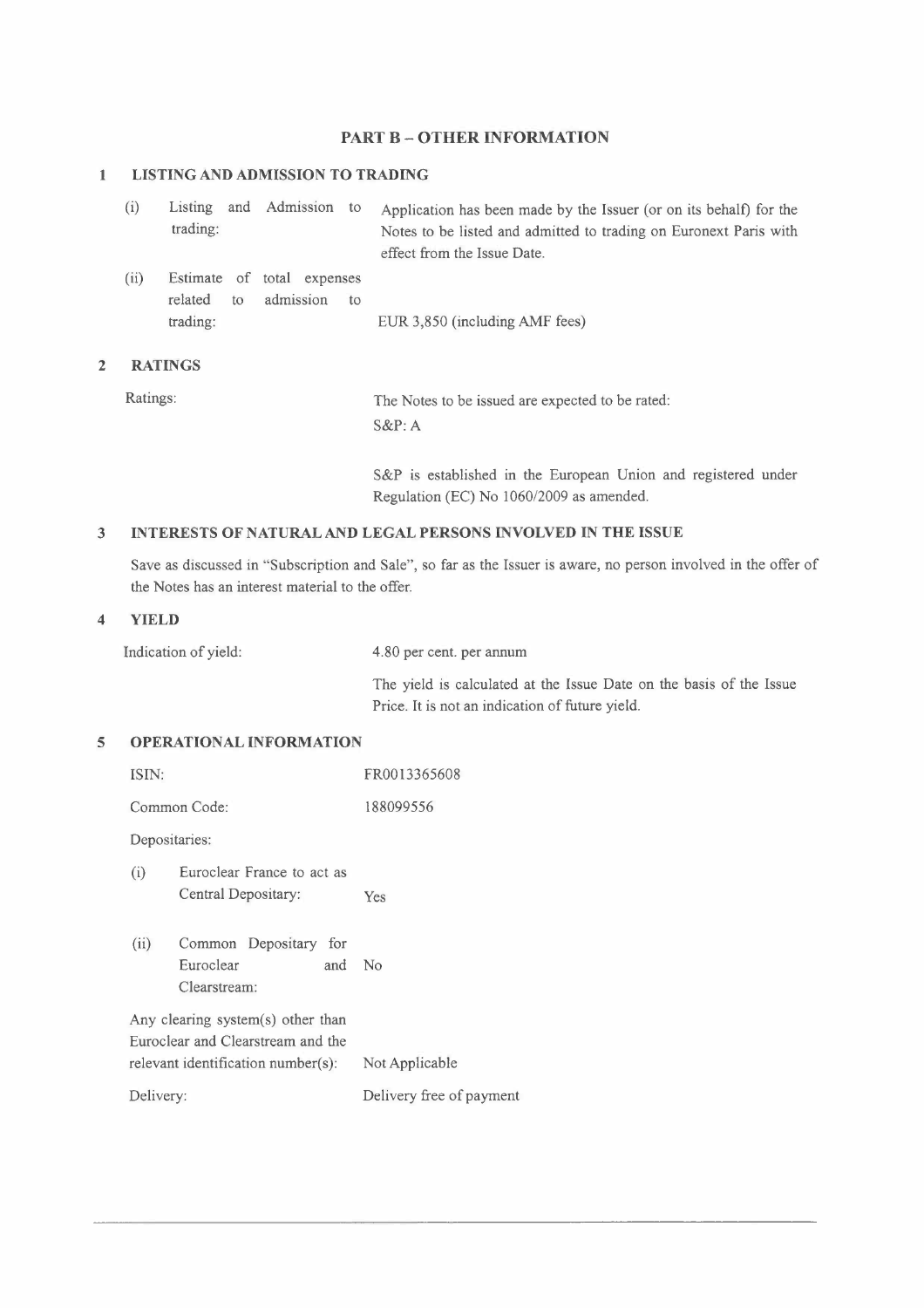## PART B – OTHER INFORMATION

### 1 LISTING AND ADMISSION TO TRADING

| | |
|---|---|
| (i) Listing and Admission to trading: | Application has been made by the Issuer (or on its behalf) for the Notes to be listed and admitted to trading on Euronext Paris with effect from the Issue Date. |
| (ii) Estimate of total expenses related to admission to trading: | EUR 3,850 (including AMF fees) |

### 2 RATINGS

| | |
|---|---|
| Ratings: | The Notes to be issued are expected to be rated: S&P: A<br><br>S&P is established in the European Union and registered under Regulation (EC) No 1060/2009 as amended. |

### 3 INTERESTS OF NATURAL AND LEGAL PERSONS INVOLVED IN THE ISSUE

Save as discussed in "Subscription and Sale", so far as the Issuer is aware, no person involved in the offer of the Notes has an interest material to the offer.

### 4 YIELD

| | |
|---|---|
| Indication of yield: | 4.80 per cent. per annum<br><br>The yield is calculated at the Issue Date on the basis of the Issue Price. It is not an indication of future yield. |

### 5 OPERATIONAL INFORMATION

| | |
|---|---|
| ISIN: | FR0013365608 |
| Common Code: | 188099556 |
| Depositaries: | |
| (i) Euroclear France to act as Central Depositary: | Yes |
| (ii) Common Depositary for Euroclear and Clearstream: | No |
| Any clearing system(s) other than Euroclear and Clearstream and the relevant identification number(s): | Not Applicable |
| Delivery: | Delivery free of payment |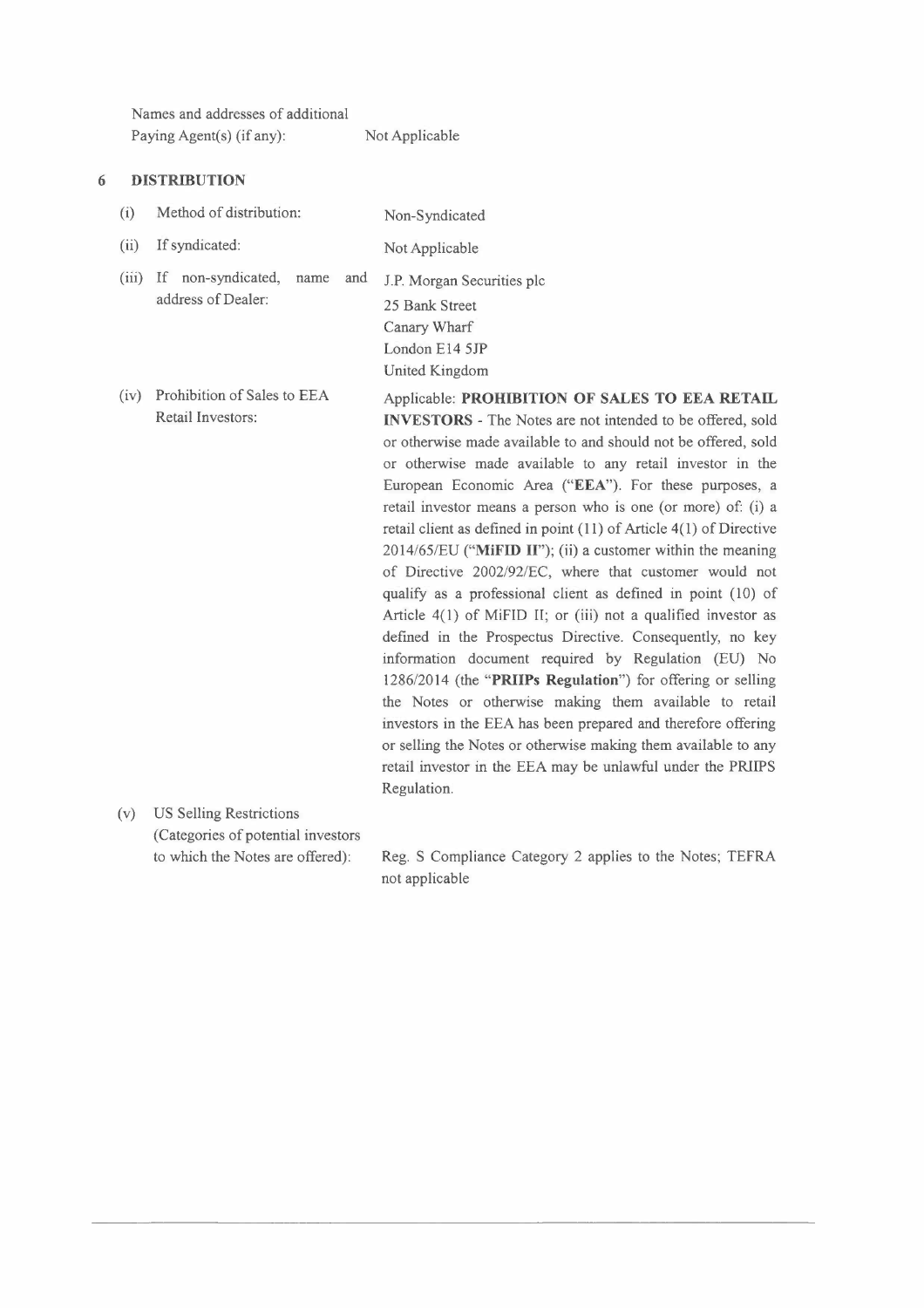Names and addresses of additional Paying Agent(s) (if any): Not Applicable

## 6 DISTRIBUTION

| | | |
|---|---|---|
| (i) | Method of distribution: | Non-Syndicated |
| (ii) | If syndicated: | Not Applicable |
| (iii) | If non-syndicated, name and address of Dealer: | J.P. Morgan Securities plc<br>25 Bank Street<br>Canary Wharf<br>London E14 5JP<br>United Kingdom |
| (iv) | Prohibition of Sales to EEA Retail Investors: | Applicable: **PROHIBITION OF SALES TO EEA RETAIL INVESTORS** - The Notes are not intended to be offered, sold or otherwise made available to and should not be offered, sold or otherwise made available to any retail investor in the European Economic Area ("**EEA**"). For these purposes, a retail investor means a person who is one (or more) of: (i) a retail client as defined in point (11) of Article 4(1) of Directive 2014/65/EU ("**MiFID II**"); (ii) a customer within the meaning of Directive 2002/92/EC, where that customer would not qualify as a professional client as defined in point (10) of Article 4(1) of MiFID II; or (iii) not a qualified investor as defined in the Prospectus Directive. Consequently, no key information document required by Regulation (EU) No 1286/2014 (the "**PRIIPs Regulation**") for offering or selling the Notes or otherwise making them available to retail investors in the EEA has been prepared and therefore offering or selling the Notes or otherwise making them available to any retail investor in the EEA may be unlawful under the PRIIPS Regulation. |
| (v) | US Selling Restrictions (Categories of potential investors to which the Notes are offered): | Reg. S Compliance Category 2 applies to the Notes; TEFRA not applicable |